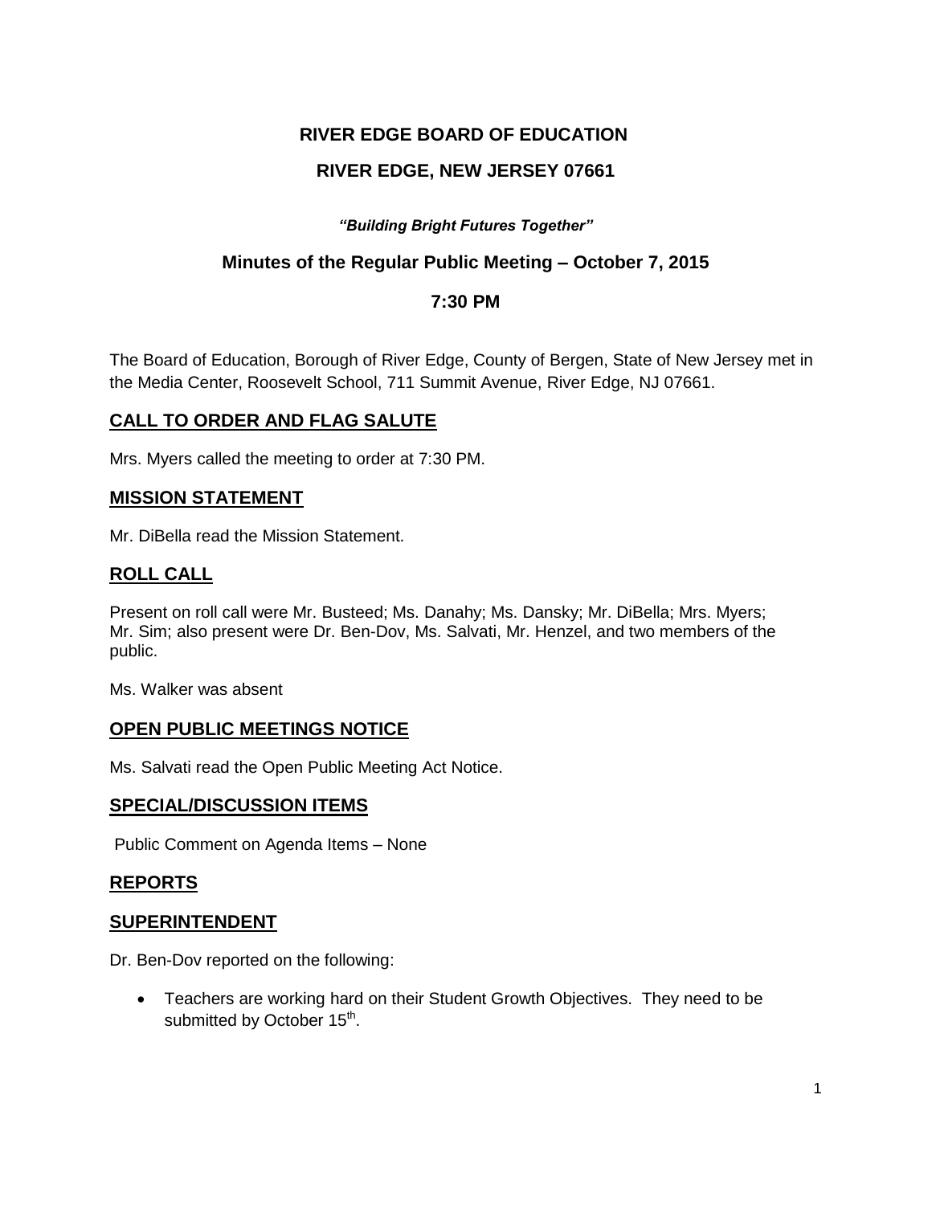# RIVER EDGE BOARD OF EDUCATION

## RIVER EDGE, NEW JERSEY 07661

***"Building Bright Futures Together"***

## Minutes of the Regular Public Meeting – October 7, 2015

## 7:30 PM

The Board of Education, Borough of River Edge, County of Bergen, State of New Jersey met in the Media Center, Roosevelt School, 711 Summit Avenue, River Edge, NJ 07661.

## CALL TO ORDER AND FLAG SALUTE

Mrs. Myers called the meeting to order at 7:30 PM.

## MISSION STATEMENT

Mr. DiBella read the Mission Statement.

## ROLL CALL

Present on roll call were Mr. Busteed; Ms. Danahy; Ms. Dansky; Mr. DiBella; Mrs. Myers; Mr. Sim; also present were Dr. Ben-Dov, Ms. Salvati, Mr. Henzel, and two members of the public.

Ms. Walker was absent

## OPEN PUBLIC MEETINGS NOTICE

Ms. Salvati read the Open Public Meeting Act Notice.

## SPECIAL/DISCUSSION ITEMS

Public Comment on Agenda Items – None

## REPORTS

## SUPERINTENDENT

Dr. Ben-Dov reported on the following:

- Teachers are working hard on their Student Growth Objectives. They need to be submitted by October 15th.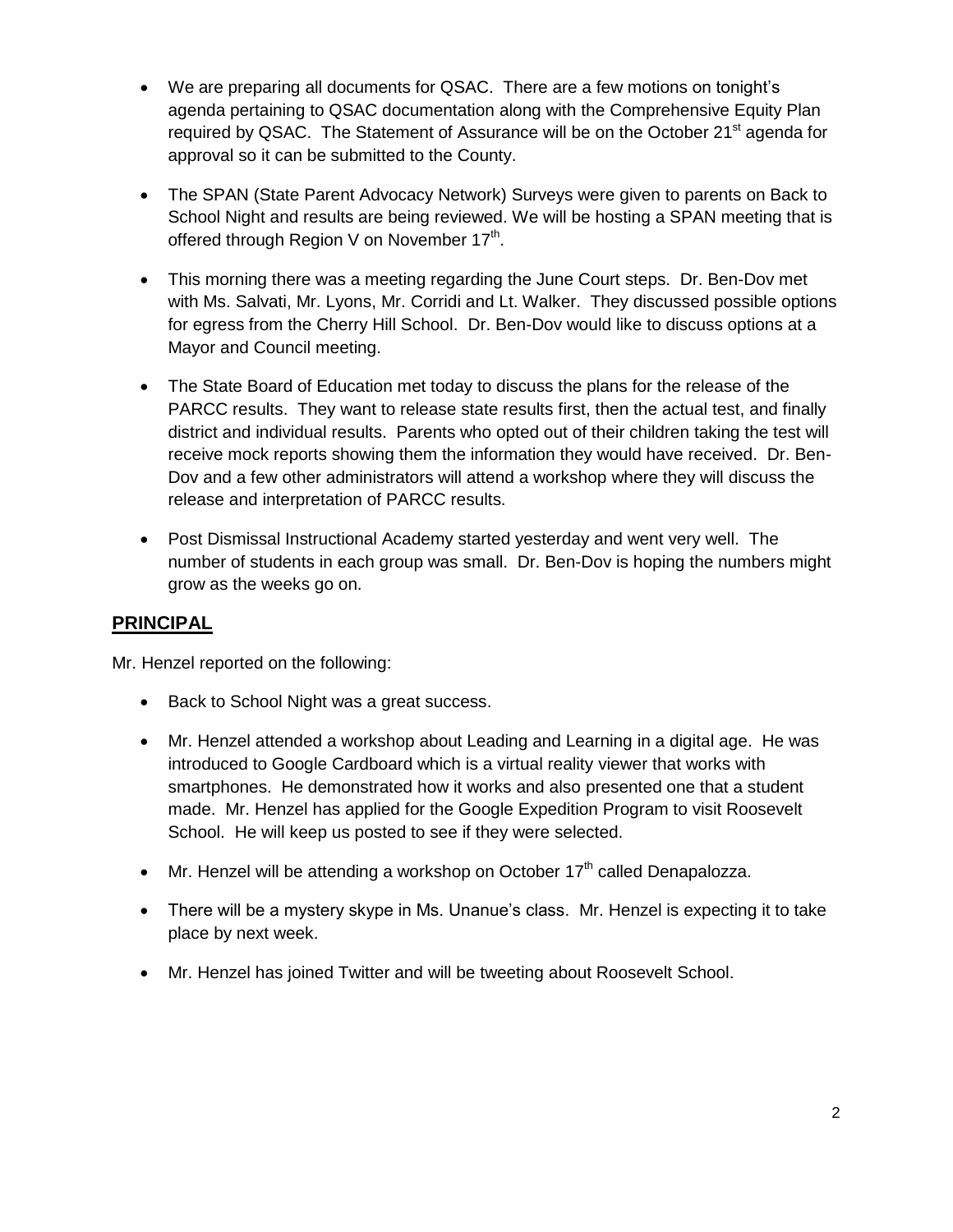- We are preparing all documents for QSAC. There are a few motions on tonight's agenda pertaining to QSAC documentation along with the Comprehensive Equity Plan required by QSAC. The Statement of Assurance will be on the October 21st agenda for approval so it can be submitted to the County.
- The SPAN (State Parent Advocacy Network) Surveys were given to parents on Back to School Night and results are being reviewed. We will be hosting a SPAN meeting that is offered through Region V on November 17th.
- This morning there was a meeting regarding the June Court steps. Dr. Ben-Dov met with Ms. Salvati, Mr. Lyons, Mr. Corridi and Lt. Walker. They discussed possible options for egress from the Cherry Hill School. Dr. Ben-Dov would like to discuss options at a Mayor and Council meeting.
- The State Board of Education met today to discuss the plans for the release of the PARCC results. They want to release state results first, then the actual test, and finally district and individual results. Parents who opted out of their children taking the test will receive mock reports showing them the information they would have received. Dr. Ben-Dov and a few other administrators will attend a workshop where they will discuss the release and interpretation of PARCC results.
- Post Dismissal Instructional Academy started yesterday and went very well. The number of students in each group was small. Dr. Ben-Dov is hoping the numbers might grow as the weeks go on.

## PRINCIPAL

Mr. Henzel reported on the following:

- Back to School Night was a great success.
- Mr. Henzel attended a workshop about Leading and Learning in a digital age. He was introduced to Google Cardboard which is a virtual reality viewer that works with smartphones. He demonstrated how it works and also presented one that a student made. Mr. Henzel has applied for the Google Expedition Program to visit Roosevelt School. He will keep us posted to see if they were selected.
- Mr. Henzel will be attending a workshop on October 17th called Denapalozza.
- There will be a mystery skype in Ms. Unanue's class. Mr. Henzel is expecting it to take place by next week.
- Mr. Henzel has joined Twitter and will be tweeting about Roosevelt School.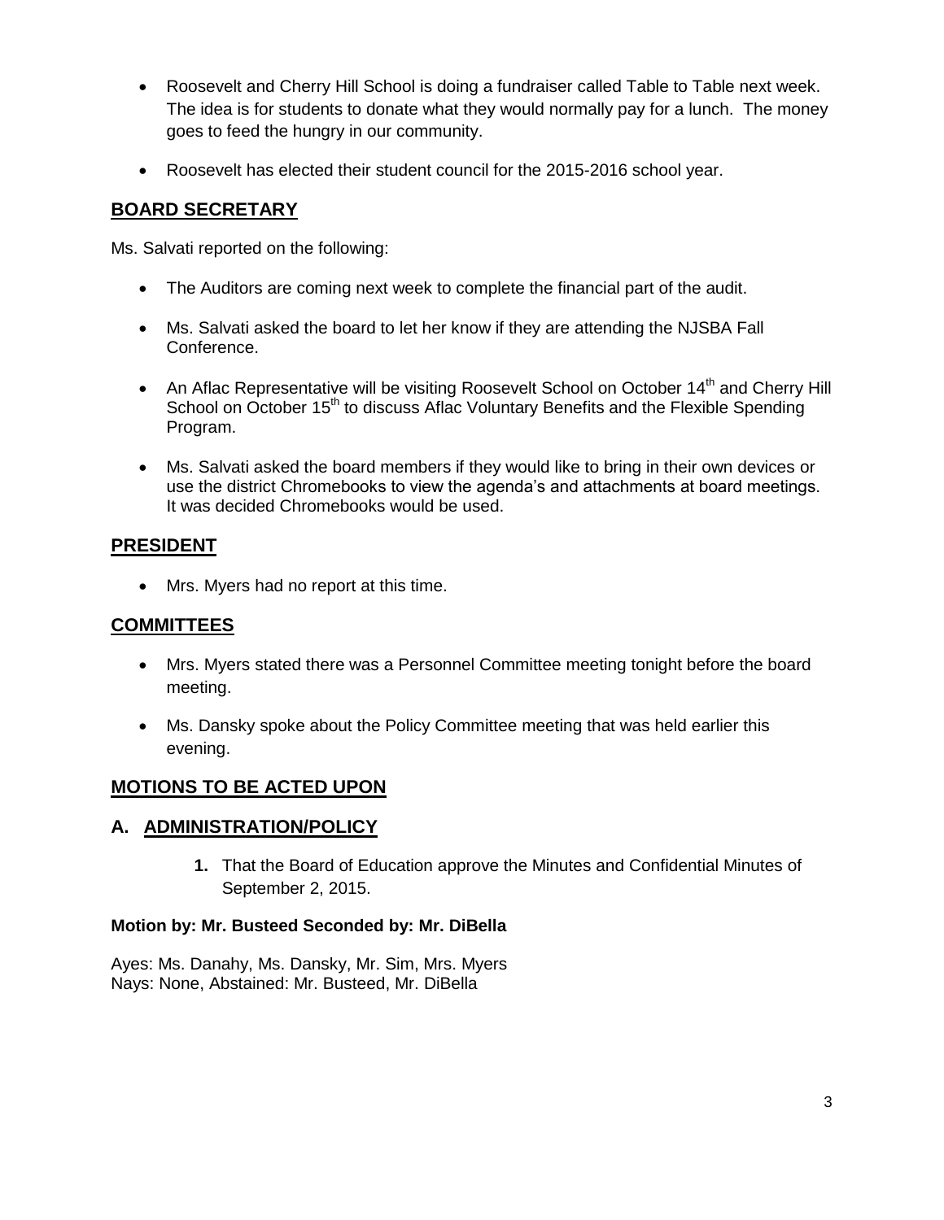- Roosevelt and Cherry Hill School is doing a fundraiser called Table to Table next week. The idea is for students to donate what they would normally pay for a lunch. The money goes to feed the hungry in our community.

- Roosevelt has elected their student council for the 2015-2016 school year.

## BOARD SECRETARY

Ms. Salvati reported on the following:

- The Auditors are coming next week to complete the financial part of the audit.

- Ms. Salvati asked the board to let her know if they are attending the NJSBA Fall Conference.

- An Aflac Representative will be visiting Roosevelt School on October 14th and Cherry Hill School on October 15th to discuss Aflac Voluntary Benefits and the Flexible Spending Program.

- Ms. Salvati asked the board members if they would like to bring in their own devices or use the district Chromebooks to view the agenda's and attachments at board meetings. It was decided Chromebooks would be used.

## PRESIDENT

- Mrs. Myers had no report at this time.

## COMMITTEES

- Mrs. Myers stated there was a Personnel Committee meeting tonight before the board meeting.

- Ms. Dansky spoke about the Policy Committee meeting that was held earlier this evening.

## MOTIONS TO BE ACTED UPON

## A. ADMINISTRATION/POLICY

1. That the Board of Education approve the Minutes and Confidential Minutes of September 2, 2015.

**Motion by: Mr. Busteed Seconded by: Mr. DiBella**

Ayes: Ms. Danahy, Ms. Dansky, Mr. Sim, Mrs. Myers
Nays: None, Abstained: Mr. Busteed, Mr. DiBella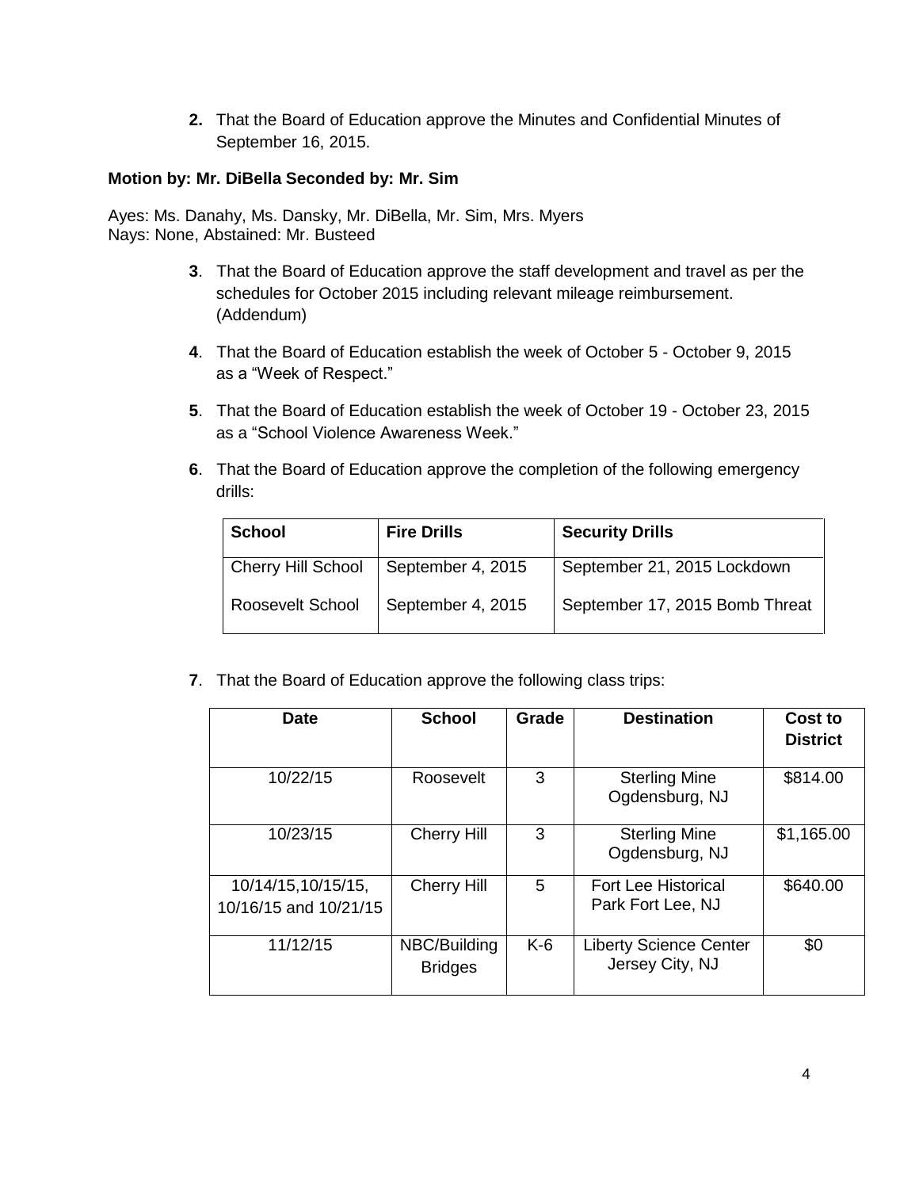2. That the Board of Education approve the Minutes and Confidential Minutes of September 16, 2015.

**Motion by: Mr. DiBella Seconded by: Mr. Sim**

Ayes: Ms. Danahy, Ms. Dansky, Mr. DiBella, Mr. Sim, Mrs. Myers
Nays: None, Abstained: Mr. Busteed

3. That the Board of Education approve the staff development and travel as per the schedules for October 2015 including relevant mileage reimbursement. (Addendum)

4. That the Board of Education establish the week of October 5 - October 9, 2015 as a "Week of Respect."

5. That the Board of Education establish the week of October 19 - October 23, 2015 as a "School Violence Awareness Week."

6. That the Board of Education approve the completion of the following emergency drills:

| School | Fire Drills | Security Drills |
|---|---|---|
| Cherry Hill School | September 4, 2015 | September 21, 2015 Lockdown |
| Roosevelt School | September 4, 2015 | September 17, 2015 Bomb Threat |

7. That the Board of Education approve the following class trips:

| Date | School | Grade | Destination | Cost to District |
|---|---|---|---|---|
| 10/22/15 | Roosevelt | 3 | Sterling Mine Ogdensburg, NJ | $814.00 |
| 10/23/15 | Cherry Hill | 3 | Sterling Mine Ogdensburg, NJ | $1,165.00 |
| 10/14/15,10/15/15, 10/16/15 and 10/21/15 | Cherry Hill | 5 | Fort Lee Historical Park Fort Lee, NJ | $640.00 |
| 11/12/15 | NBC/Building Bridges | K-6 | Liberty Science Center Jersey City, NJ | $0 |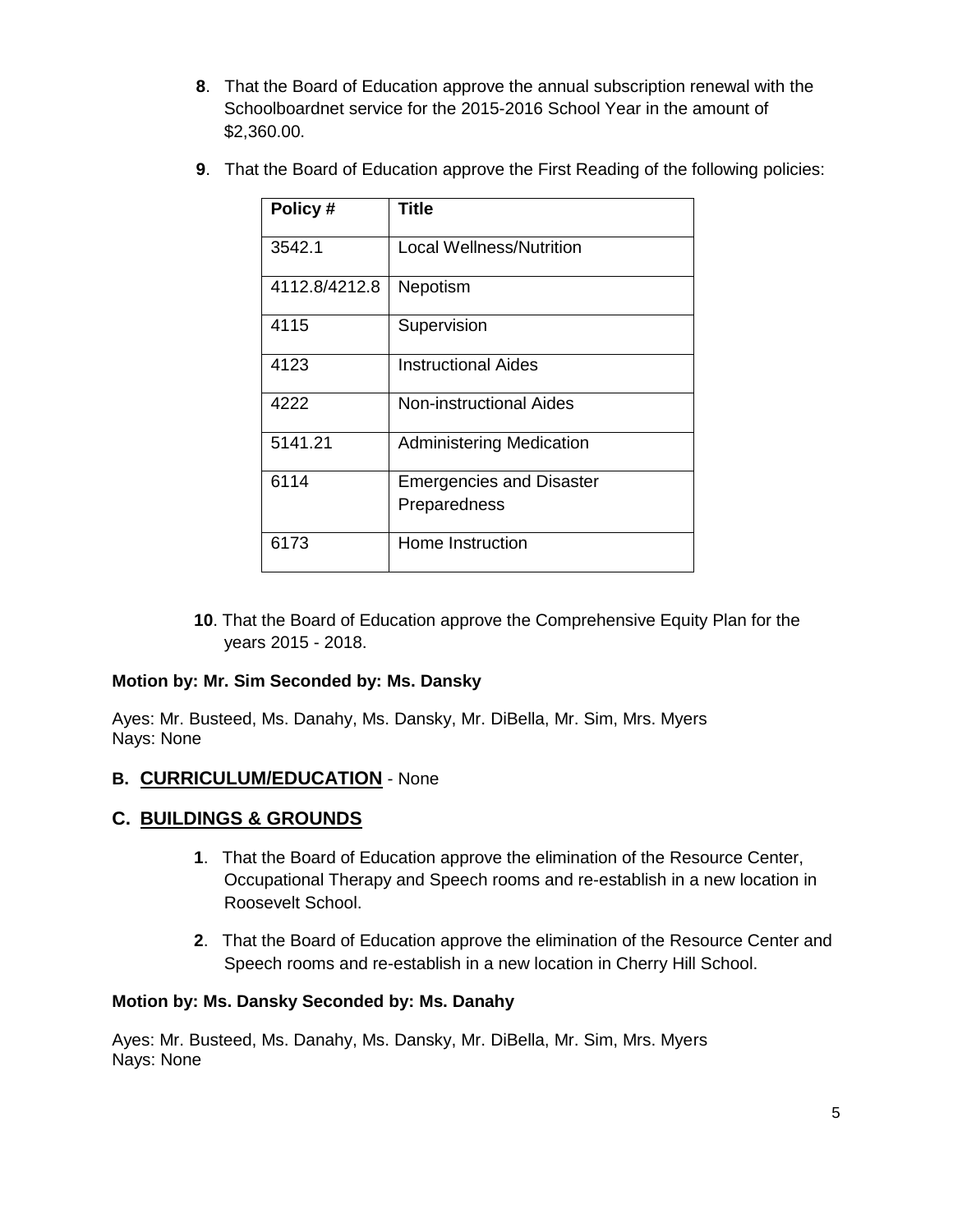**8**. That the Board of Education approve the annual subscription renewal with the Schoolboardnet service for the 2015-2016 School Year in the amount of $2,360.00.

**9**. That the Board of Education approve the First Reading of the following policies:

| Policy # | Title |
|---|---|
| 3542.1 | Local Wellness/Nutrition |
| 4112.8/4212.8 | Nepotism |
| 4115 | Supervision |
| 4123 | Instructional Aides |
| 4222 | Non-instructional Aides |
| 5141.21 | Administering Medication |
| 6114 | Emergencies and Disaster Preparedness |
| 6173 | Home Instruction |

**10**. That the Board of Education approve the Comprehensive Equity Plan for the years 2015 - 2018.

**Motion by: Mr. Sim Seconded by: Ms. Dansky**

Ayes: Mr. Busteed, Ms. Danahy, Ms. Dansky, Mr. DiBella, Mr. Sim, Mrs. Myers
Nays: None

## B. CURRICULUM/EDUCATION - None

## C. BUILDINGS & GROUNDS

**1**. That the Board of Education approve the elimination of the Resource Center, Occupational Therapy and Speech rooms and re-establish in a new location in Roosevelt School.

**2**. That the Board of Education approve the elimination of the Resource Center and Speech rooms and re-establish in a new location in Cherry Hill School.

**Motion by: Ms. Dansky Seconded by: Ms. Danahy**

Ayes: Mr. Busteed, Ms. Danahy, Ms. Dansky, Mr. DiBella, Mr. Sim, Mrs. Myers
Nays: None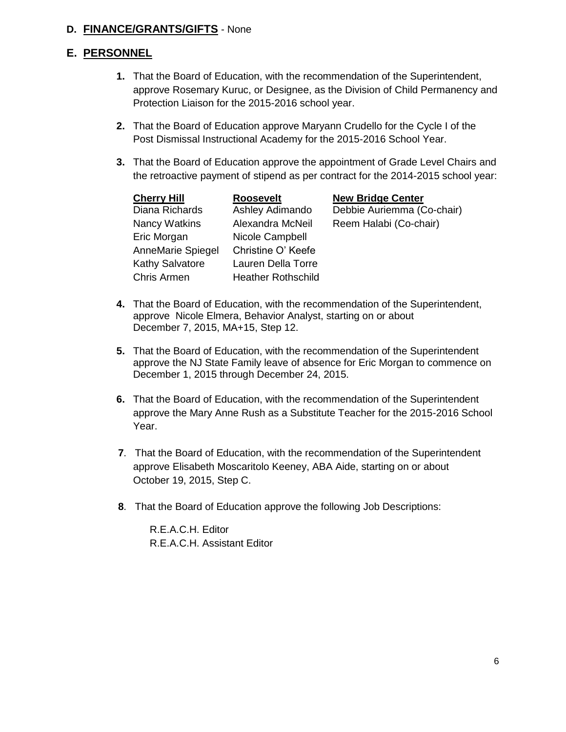## D. FINANCE/GRANTS/GIFTS - None

## E. PERSONNEL

1. That the Board of Education, with the recommendation of the Superintendent, approve Rosemary Kuruc, or Designee, as the Division of Child Permanency and Protection Liaison for the 2015-2016 school year.

2. That the Board of Education approve Maryann Crudello for the Cycle I of the Post Dismissal Instructional Academy for the 2015-2016 School Year.

3. That the Board of Education approve the appointment of Grade Level Chairs and the retroactive payment of stipend as per contract for the 2014-2015 school year:

| Cherry Hill | Roosevelt | New Bridge Center |
|---|---|---|
| Diana Richards | Ashley Adimando | Debbie Auriemma (Co-chair) |
| Nancy Watkins | Alexandra McNeil | Reem Halabi (Co-chair) |
| Eric Morgan | Nicole Campbell | |
| AnneMarie Spiegel | Christine O' Keefe | |
| Kathy Salvatore | Lauren Della Torre | |
| Chris Armen | Heather Rothschild | |

4. That the Board of Education, with the recommendation of the Superintendent, approve Nicole Elmera, Behavior Analyst, starting on or about December 7, 2015, MA+15, Step 12.

5. That the Board of Education, with the recommendation of the Superintendent approve the NJ State Family leave of absence for Eric Morgan to commence on December 1, 2015 through December 24, 2015.

6. That the Board of Education, with the recommendation of the Superintendent approve the Mary Anne Rush as a Substitute Teacher for the 2015-2016 School Year.

7. That the Board of Education, with the recommendation of the Superintendent approve Elisabeth Moscaritolo Keeney, ABA Aide, starting on or about October 19, 2015, Step C.

8. That the Board of Education approve the following Job Descriptions:

   R.E.A.C.H. Editor
   R.E.A.C.H. Assistant Editor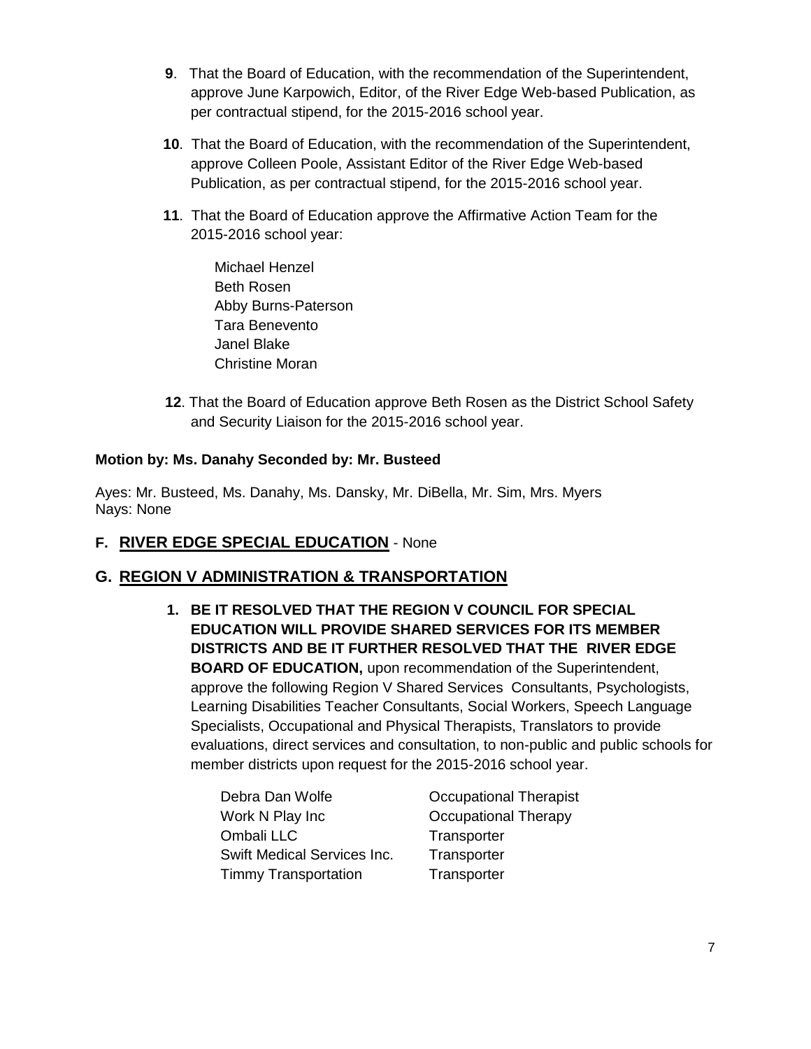**9**. That the Board of Education, with the recommendation of the Superintendent, approve June Karpowich, Editor, of the River Edge Web-based Publication, as per contractual stipend, for the 2015-2016 school year.

**10**. That the Board of Education, with the recommendation of the Superintendent, approve Colleen Poole, Assistant Editor of the River Edge Web-based Publication, as per contractual stipend, for the 2015-2016 school year.

**11**. That the Board of Education approve the Affirmative Action Team for the 2015-2016 school year:

Michael Henzel
Beth Rosen
Abby Burns-Paterson
Tara Benevento
Janel Blake
Christine Moran

**12**. That the Board of Education approve Beth Rosen as the District School Safety and Security Liaison for the 2015-2016 school year.

**Motion by: Ms. Danahy Seconded by: Mr. Busteed**

Ayes: Mr. Busteed, Ms. Danahy, Ms. Dansky, Mr. DiBella, Mr. Sim, Mrs. Myers
Nays: None

## F. RIVER EDGE SPECIAL EDUCATION - None

## G. REGION V ADMINISTRATION & TRANSPORTATION

1. **BE IT RESOLVED THAT THE REGION V COUNCIL FOR SPECIAL EDUCATION WILL PROVIDE SHARED SERVICES FOR ITS MEMBER DISTRICTS AND BE IT FURTHER RESOLVED THAT THE RIVER EDGE BOARD OF EDUCATION,** upon recommendation of the Superintendent, approve the following Region V Shared Services Consultants, Psychologists, Learning Disabilities Teacher Consultants, Social Workers, Speech Language Specialists, Occupational and Physical Therapists, Translators to provide evaluations, direct services and consultation, to non-public and public schools for member districts upon request for the 2015-2016 school year.

| | |
|---|---|
| Debra Dan Wolfe | Occupational Therapist |
| Work N Play Inc | Occupational Therapy |
| Ombali LLC | Transporter |
| Swift Medical Services Inc. | Transporter |
| Timmy Transportation | Transporter |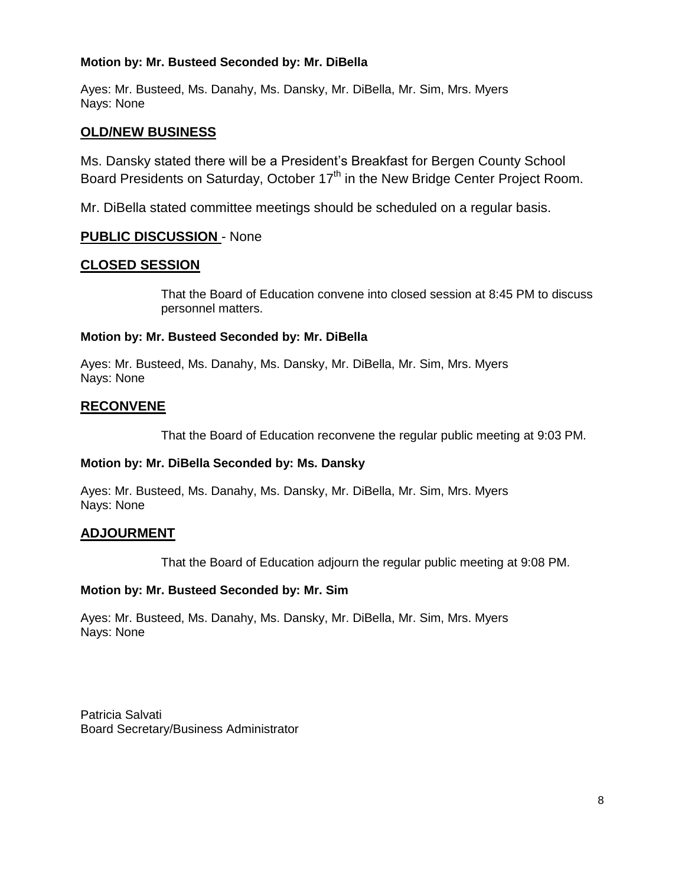**Motion by: Mr. Busteed Seconded by: Mr. DiBella**

Ayes: Mr. Busteed, Ms. Danahy, Ms. Dansky, Mr. DiBella, Mr. Sim, Mrs. Myers
Nays: None

## OLD/NEW BUSINESS

Ms. Dansky stated there will be a President's Breakfast for Bergen County School Board Presidents on Saturday, October 17th in the New Bridge Center Project Room.

Mr. DiBella stated committee meetings should be scheduled on a regular basis.

## PUBLIC DISCUSSION - None

## CLOSED SESSION

That the Board of Education convene into closed session at 8:45 PM to discuss personnel matters.

**Motion by: Mr. Busteed Seconded by: Mr. DiBella**

Ayes: Mr. Busteed, Ms. Danahy, Ms. Dansky, Mr. DiBella, Mr. Sim, Mrs. Myers
Nays: None

## RECONVENE

That the Board of Education reconvene the regular public meeting at 9:03 PM.

**Motion by: Mr. DiBella Seconded by: Ms. Dansky**

Ayes: Mr. Busteed, Ms. Danahy, Ms. Dansky, Mr. DiBella, Mr. Sim, Mrs. Myers
Nays: None

## ADJOURMENT

That the Board of Education adjourn the regular public meeting at 9:08 PM.

**Motion by: Mr. Busteed Seconded by: Mr. Sim**

Ayes: Mr. Busteed, Ms. Danahy, Ms. Dansky, Mr. DiBella, Mr. Sim, Mrs. Myers
Nays: None

Patricia Salvati
Board Secretary/Business Administrator